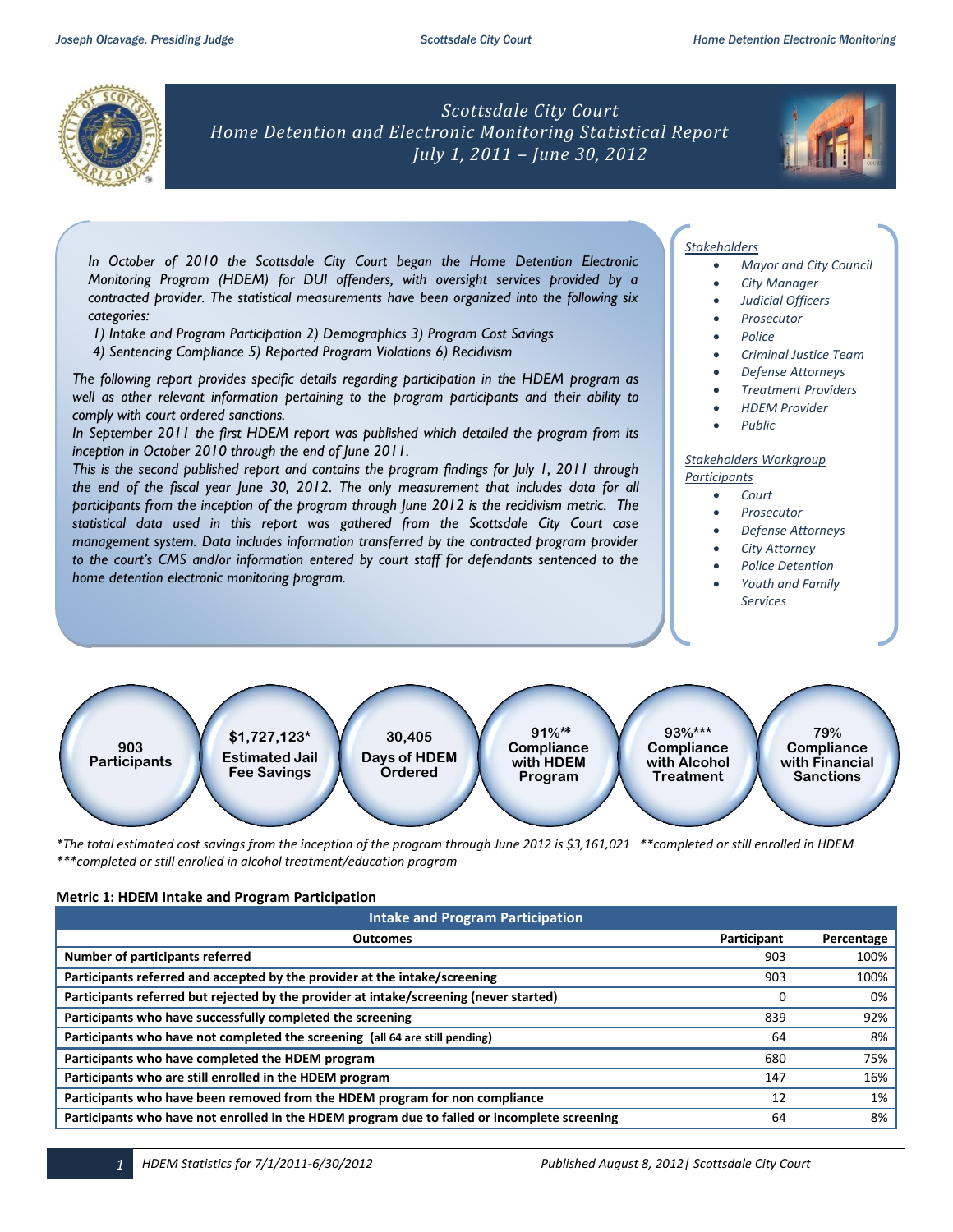# Scottsdale City Court
## Home Detention and Electronic Monitoring Statistical Report
### July 1, 2011 – June 30, 2012

*In October of 2010 the Scottsdale City Court began the Home Detention Electronic Monitoring Program (HDEM) for DUI offenders, with oversight services provided by a contracted provider. The statistical measurements have been organized into the following six categories:*

*1) Intake and Program Participation 2) Demographics 3) Program Cost Savings*
*4) Sentencing Compliance 5) Reported Program Violations 6) Recidivism*

*The following report provides specific details regarding participation in the HDEM program as well as other relevant information pertaining to the program participants and their ability to comply with court ordered sanctions.*

*In September 2011 the first HDEM report was published which detailed the program from its inception in October 2010 through the end of June 2011.*

*This is the second published report and contains the program findings for July 1, 2011 through the end of the fiscal year June 30, 2012. The only measurement that includes data for all participants from the inception of the program through June 2012 is the recidivism metric. The statistical data used in this report was gathered from the Scottsdale City Court case management system. Data includes information transferred by the contracted program provider to the court's CMS and/or information entered by court staff for defendants sentenced to the home detention electronic monitoring program.*

*Stakeholders*

- *Mayor and City Council*
- *City Manager*
- *Judicial Officers*
- *Prosecutor*
- *Police*
- *Criminal Justice Team*
- *Defense Attorneys*
- *Treatment Providers*
- *HDEM Provider*
- *Public*

*Stakeholders Workgroup Participants*

- *Court*
- *Prosecutor*
- *Defense Attorneys*
- *City Attorney*
- *Police Detention*
- *Youth and Family Services*

- **903** Participants
- **$1,727,123*** Estimated Jail Fee Savings
- **30,405** Days of HDEM Ordered
- **91%**** Compliance with HDEM Program
- **93%***** Compliance with Alcohol Treatment
- **79%** Compliance with Financial Sanctions

*\*The total estimated cost savings from the inception of the program through June 2012 is $3,161,021 \*\*completed or still enrolled in HDEM*
*\*\*\*completed or still enrolled in alcohol treatment/education program*

### Metric 1: HDEM Intake and Program Participation

| Intake and Program Participation | | |
|---|---|---|
| **Outcomes** | **Participant** | **Percentage** |
| **Number of participants referred** | 903 | 100% |
| **Participants referred and accepted by the provider at the intake/screening** | 903 | 100% |
| **Participants referred but rejected by the provider at intake/screening (never started)** | 0 | 0% |
| **Participants who have successfully completed the screening** | 839 | 92% |
| **Participants who have not completed the screening (all 64 are still pending)** | 64 | 8% |
| **Participants who have completed the HDEM program** | 680 | 75% |
| **Participants who are still enrolled in the HDEM program** | 147 | 16% |
| **Participants who have been removed from the HDEM program for non compliance** | 12 | 1% |
| **Participants who have not enrolled in the HDEM program due to failed or incomplete screening** | 64 | 8% |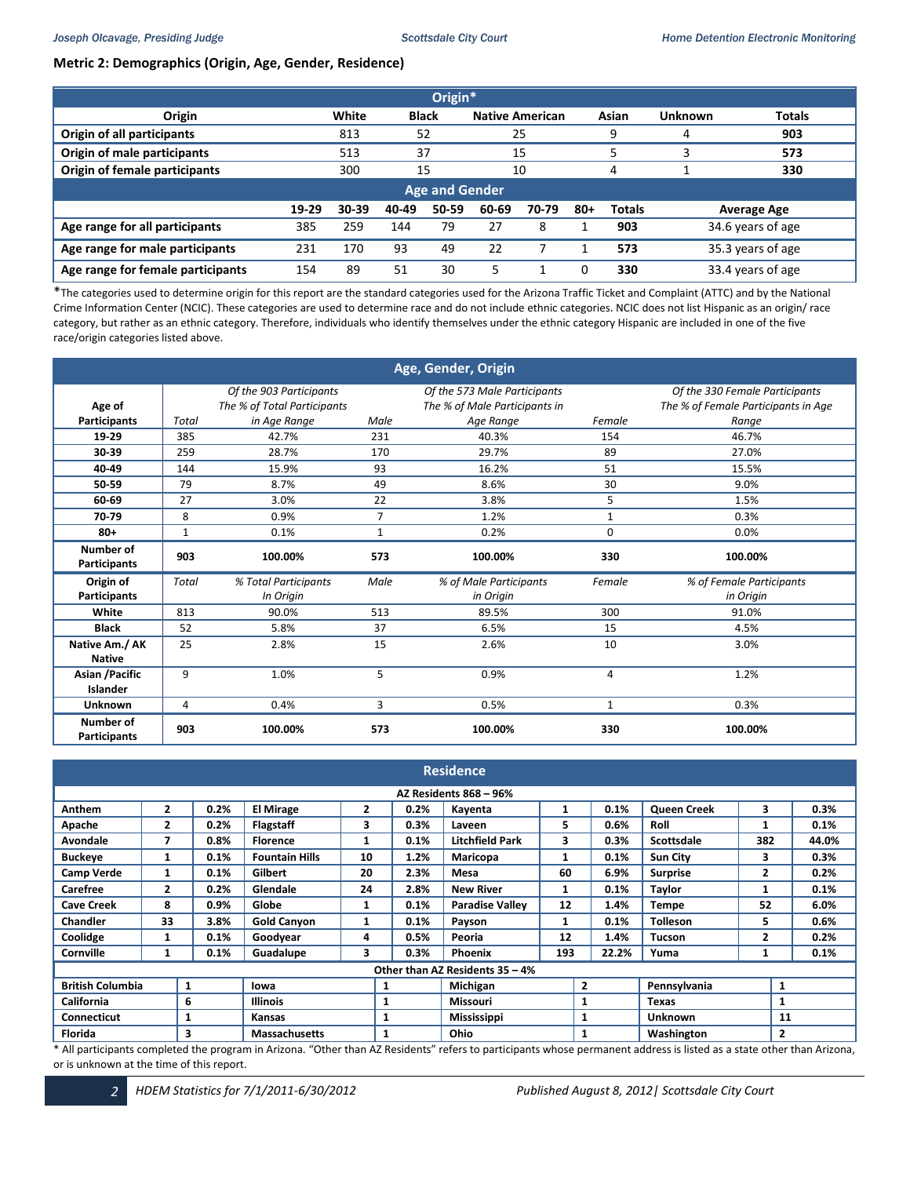**Metric 2: Demographics (Origin, Age, Gender, Residence)**

| Origin* | | | | | | |
|---|---|---|---|---|---|---|
| Origin | White | Black | Native American | Asian | Unknown | Totals |
| Origin of all participants | 813 | 52 | 25 | 9 | 4 | **903** |
| Origin of male participants | 513 | 37 | 15 | 5 | 3 | **573** |
| Origin of female participants | 300 | 15 | 10 | 4 | 1 | **330** |

| Age and Gender | | | | | | | | | |
|---|---|---|---|---|---|---|---|---|---|
| | 19-29 | 30-39 | 40-49 | 50-59 | 60-69 | 70-79 | 80+ | Totals | Average Age |
| Age range for all participants | 385 | 259 | 144 | 79 | 27 | 8 | 1 | **903** | 34.6 years of age |
| Age range for male participants | 231 | 170 | 93 | 49 | 22 | 7 | 1 | **573** | 35.3 years of age |
| Age range for female participants | 154 | 89 | 51 | 30 | 5 | 1 | 0 | **330** | 33.4 years of age |

*The categories used to determine origin for this report are the standard categories used for the Arizona Traffic Ticket and Complaint (ATTC) and by the National Crime Information Center (NCIC). These categories are used to determine race and do not include ethnic categories. NCIC does not list Hispanic as an origin/ race category, but rather as an ethnic category. Therefore, individuals who identify themselves under the ethnic category Hispanic are included in one of the five race/origin categories listed above.

| Age, Gender, Origin | | | | | | |
|---|---|---|---|---|---|---|
| **Age of Participants** | *Total* | *Of the 903 Participants The % of Total Participants in Age Range* | *Male* | *Of the 573 Male Participants The % of Male Participants in Age Range* | *Female* | *Of the 330 Female Participants The % of Female Participants in Age Range* |
| **19-29** | 385 | 42.7% | 231 | 40.3% | 154 | 46.7% |
| **30-39** | 259 | 28.7% | 170 | 29.7% | 89 | 27.0% |
| **40-49** | 144 | 15.9% | 93 | 16.2% | 51 | 15.5% |
| **50-59** | 79 | 8.7% | 49 | 8.6% | 30 | 9.0% |
| **60-69** | 27 | 3.0% | 22 | 3.8% | 5 | 1.5% |
| **70-79** | 8 | 0.9% | 7 | 1.2% | 1 | 0.3% |
| **80+** | 1 | 0.1% | 1 | 0.2% | 0 | 0.0% |
| **Number of Participants** | **903** | **100.00%** | **573** | **100.00%** | **330** | **100.00%** |
| **Origin of Participants** | *Total* | *% Total Participants In Origin* | *Male* | *% of Male Participants in Origin* | *Female* | *% of Female Participants in Origin* |
| **White** | 813 | 90.0% | 513 | 89.5% | 300 | 91.0% |
| **Black** | 52 | 5.8% | 37 | 6.5% | 15 | 4.5% |
| **Native Am./ AK Native** | 25 | 2.8% | 15 | 2.6% | 10 | 3.0% |
| **Asian /Pacific Islander** | 9 | 1.0% | 5 | 0.9% | 4 | 1.2% |
| **Unknown** | 4 | 0.4% | 3 | 0.5% | 1 | 0.3% |
| **Number of Participants** | **903** | **100.00%** | **573** | **100.00%** | **330** | **100.00%** |

| Residence | | | | | | | | | | | |
|---|---|---|---|---|---|---|---|---|---|---|---|
| AZ Residents 868 – 96% | | | | | | | | | | | |
| **Anthem** | **2** | **0.2%** | **El Mirage** | **2** | **0.2%** | **Kayenta** | **1** | **0.1%** | **Queen Creek** | **3** | **0.3%** |
| **Apache** | **2** | **0.2%** | **Flagstaff** | **3** | **0.3%** | **Laveen** | **5** | **0.6%** | **Roll** | **1** | **0.1%** |
| **Avondale** | **7** | **0.8%** | **Florence** | **1** | **0.1%** | **Litchfield Park** | **3** | **0.3%** | **Scottsdale** | **382** | **44.0%** |
| **Buckeye** | **1** | **0.1%** | **Fountain Hills** | **10** | **1.2%** | **Maricopa** | **1** | **0.1%** | **Sun City** | **3** | **0.3%** |
| **Camp Verde** | **1** | **0.1%** | **Gilbert** | **20** | **2.3%** | **Mesa** | **60** | **6.9%** | **Surprise** | **2** | **0.2%** |
| **Carefree** | **2** | **0.2%** | **Glendale** | **24** | **2.8%** | **New River** | **1** | **0.1%** | **Taylor** | **1** | **0.1%** |
| **Cave Creek** | **8** | **0.9%** | **Globe** | **1** | **0.1%** | **Paradise Valley** | **12** | **1.4%** | **Tempe** | **52** | **6.0%** |
| **Chandler** | **33** | **3.8%** | **Gold Canyon** | **1** | **0.1%** | **Payson** | **1** | **0.1%** | **Tolleson** | **5** | **0.6%** |
| **Coolidge** | **1** | **0.1%** | **Goodyear** | **4** | **0.5%** | **Peoria** | **12** | **1.4%** | **Tucson** | **2** | **0.2%** |
| **Cornville** | **1** | **0.1%** | **Guadalupe** | **3** | **0.3%** | **Phoenix** | **193** | **22.2%** | **Yuma** | **1** | **0.1%** |
| Other than AZ Residents 35 – 4% | | | | | | | | | | | |
| **British Columbia** | **1** | | **Iowa** | **1** | | **Michigan** | **2** | | **Pennsylvania** | **1** | |
| **California** | **6** | | **Illinois** | **1** | | **Missouri** | **1** | | **Texas** | **1** | |
| **Connecticut** | **1** | | **Kansas** | **1** | | **Mississippi** | **1** | | **Unknown** | **11** | |
| **Florida** | **3** | | **Massachusetts** | **1** | | **Ohio** | **1** | | **Washington** | **2** | |

* All participants completed the program in Arizona. "Other than AZ Residents" refers to participants whose permanent address is listed as a state other than Arizona, or is unknown at the time of this report.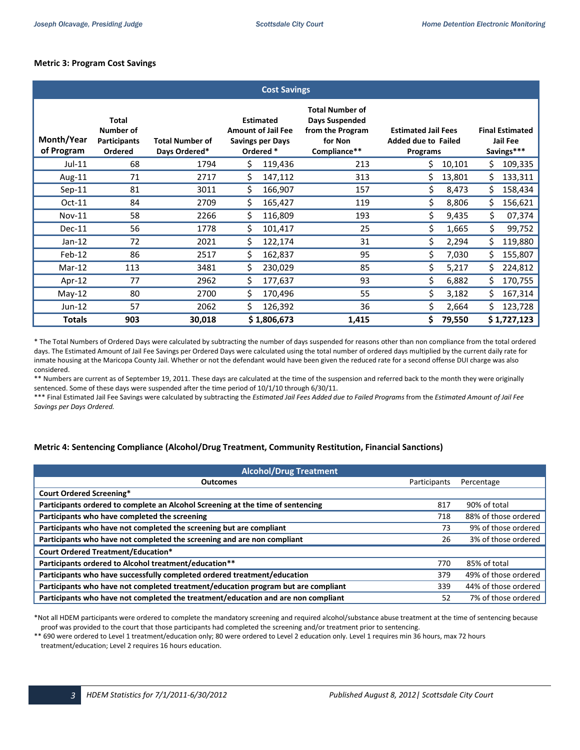**Metric 3: Program Cost Savings**

| Cost Savings | | | | | | |
|---|---|---|---|---|---|---|
| Month/Year of Program | Total Number of Participants Ordered | Total Number of Days Ordered* | Estimated Amount of Jail Fee Savings per Days Ordered * | Total Number of Days Suspended from the Program for Non Compliance** | Estimated Jail Fees Added due to Failed Programs | Final Estimated Jail Fee Savings*** |
| Jul-11 | 68 | 1794 | $ 119,436 | 213 | $ 10,101 | $ 109,335 |
| Aug-11 | 71 | 2717 | $ 147,112 | 313 | $ 13,801 | $ 133,311 |
| Sep-11 | 81 | 3011 | $ 166,907 | 157 | $ 8,473 | $ 158,434 |
| Oct-11 | 84 | 2709 | $ 165,427 | 119 | $ 8,806 | $ 156,621 |
| Nov-11 | 58 | 2266 | $ 116,809 | 193 | $ 9,435 | $ 07,374 |
| Dec-11 | 56 | 1778 | $ 101,417 | 25 | $ 1,665 | $ 99,752 |
| Jan-12 | 72 | 2021 | $ 122,174 | 31 | $ 2,294 | $ 119,880 |
| Feb-12 | 86 | 2517 | $ 162,837 | 95 | $ 7,030 | $ 155,807 |
| Mar-12 | 113 | 3481 | $ 230,029 | 85 | $ 5,217 | $ 224,812 |
| Apr-12 | 77 | 2962 | $ 177,637 | 93 | $ 6,882 | $ 170,755 |
| May-12 | 80 | 2700 | $ 170,496 | 55 | $ 3,182 | $ 167,314 |
| Jun-12 | 57 | 2062 | $ 126,392 | 36 | $ 2,664 | $ 123,728 |
| **Totals** | **903** | **30,018** | **$ 1,806,673** | **1,415** | **$ 79,550** | **$ 1,727,123** |

\* The Total Numbers of Ordered Days were calculated by subtracting the number of days suspended for reasons other than non compliance from the total ordered days. The Estimated Amount of Jail Fee Savings per Ordered Days were calculated using the total number of ordered days multiplied by the current daily rate for inmate housing at the Maricopa County Jail. Whether or not the defendant would have been given the reduced rate for a second offense DUI charge was also considered.

\*\* Numbers are current as of September 19, 2011. These days are calculated at the time of the suspension and referred back to the month they were originally sentenced. Some of these days were suspended after the time period of 10/1/10 through 6/30/11.

\*\*\* Final Estimated Jail Fee Savings were calculated by subtracting the *Estimated Jail Fees Added due to Failed Programs* from the *Estimated Amount of Jail Fee Savings per Days Ordered.*

**Metric 4: Sentencing Compliance (Alcohol/Drug Treatment, Community Restitution, Financial Sanctions)**

| Alcohol/Drug Treatment | | |
|---|---|---|
| **Outcomes** | Participants | Percentage |
| **Court Ordered Screening*** | | |
| **Participants ordered to complete an Alcohol Screening at the time of sentencing** | 817 | 90% of total |
| **Participants who have completed the screening** | 718 | 88% of those ordered |
| **Participants who have not completed the screening but are compliant** | 73 | 9% of those ordered |
| **Participants who have not completed the screening and are non compliant** | 26 | 3% of those ordered |
| **Court Ordered Treatment/Education*** | | |
| **Participants ordered to Alcohol treatment/education**** | 770 | 85% of total |
| **Participants who have successfully completed ordered treatment/education** | 379 | 49% of those ordered |
| **Participants who have not completed treatment/education program but are compliant** | 339 | 44% of those ordered |
| **Participants who have not completed the treatment/education and are non compliant** | 52 | 7% of those ordered |

\*Not all HDEM participants were ordered to complete the mandatory screening and required alcohol/substance abuse treatment at the time of sentencing because proof was provided to the court that those participants had completed the screening and/or treatment prior to sentencing.

\*\* 690 were ordered to Level 1 treatment/education only; 80 were ordered to Level 2 education only. Level 1 requires min 36 hours, max 72 hours treatment/education; Level 2 requires 16 hours education.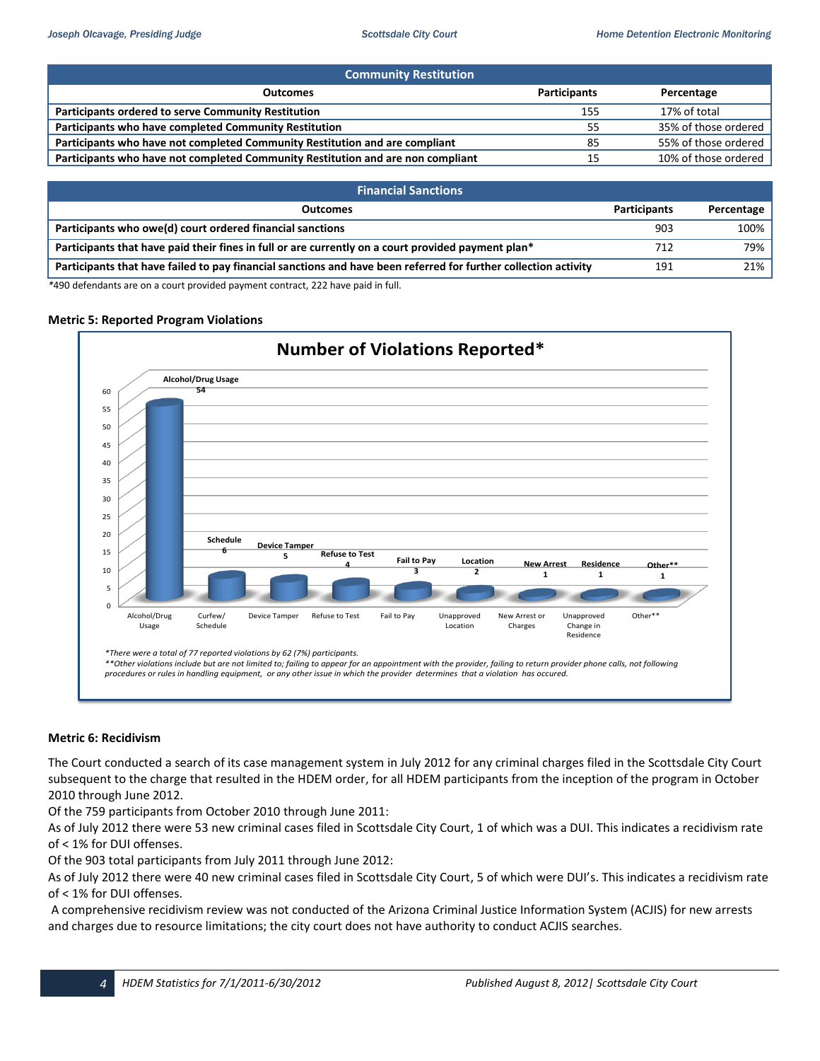| Community Restitution | | |
|---|---|---|
| **Outcomes** | **Participants** | **Percentage** |
| **Participants ordered to serve Community Restitution** | 155 | 17% of total |
| **Participants who have completed Community Restitution** | 55 | 35% of those ordered |
| **Participants who have not completed Community Restitution and are compliant** | 85 | 55% of those ordered |
| **Participants who have not completed Community Restitution and are non compliant** | 15 | 10% of those ordered |

| Financial Sanctions | | |
|---|---|---|
| **Outcomes** | **Participants** | **Percentage** |
| **Participants who owe(d) court ordered financial sanctions** | 903 | 100% |
| **Participants that have paid their fines in full or are currently on a court provided payment plan*** | 712 | 79% |
| **Participants that have failed to pay financial sanctions and have been referred for further collection activity** | 191 | 21% |

*490 defendants are on a court provided payment contract, 222 have paid in full.

**Metric 5: Reported Program Violations**

**Number of Violations Reported***

Alcohol/Drug Usage 54
Schedule 6
Device Tamper 5
Refuse to Test 4
Fail to Pay 3
Location 2
New Arrest 1
Residence 1
Other** 1

0 5 10 15 20 25 30 35 40 45 50 55 60

Alcohol/Drug Usage, Curfew/ Schedule, Device Tamper, Refuse to Test, Fail to Pay, Unapproved Location, New Arrest or Charges, Unapproved Change in Residence, Other**

*\*There were a total of 77 reported violations by 62 (7%) participants.*
*\*\*Other violations include but are not limited to; failing to appear for an appointment with the provider, failing to return provider phone calls, not following procedures or rules in handling equipment, or any other issue in which the provider determines that a violation has occured.*

**Metric 6: Recidivism**

The Court conducted a search of its case management system in July 2012 for any criminal charges filed in the Scottsdale City Court subsequent to the charge that resulted in the HDEM order, for all HDEM participants from the inception of the program in October 2010 through June 2012.

Of the 759 participants from October 2010 through June 2011:

As of July 2012 there were 53 new criminal cases filed in Scottsdale City Court, 1 of which was a DUI. This indicates a recidivism rate of < 1% for DUI offenses.

Of the 903 total participants from July 2011 through June 2012:

As of July 2012 there were 40 new criminal cases filed in Scottsdale City Court, 5 of which were DUI's. This indicates a recidivism rate of < 1% for DUI offenses.

A comprehensive recidivism review was not conducted of the Arizona Criminal Justice Information System (ACJIS) for new arrests and charges due to resource limitations; the city court does not have authority to conduct ACJIS searches.